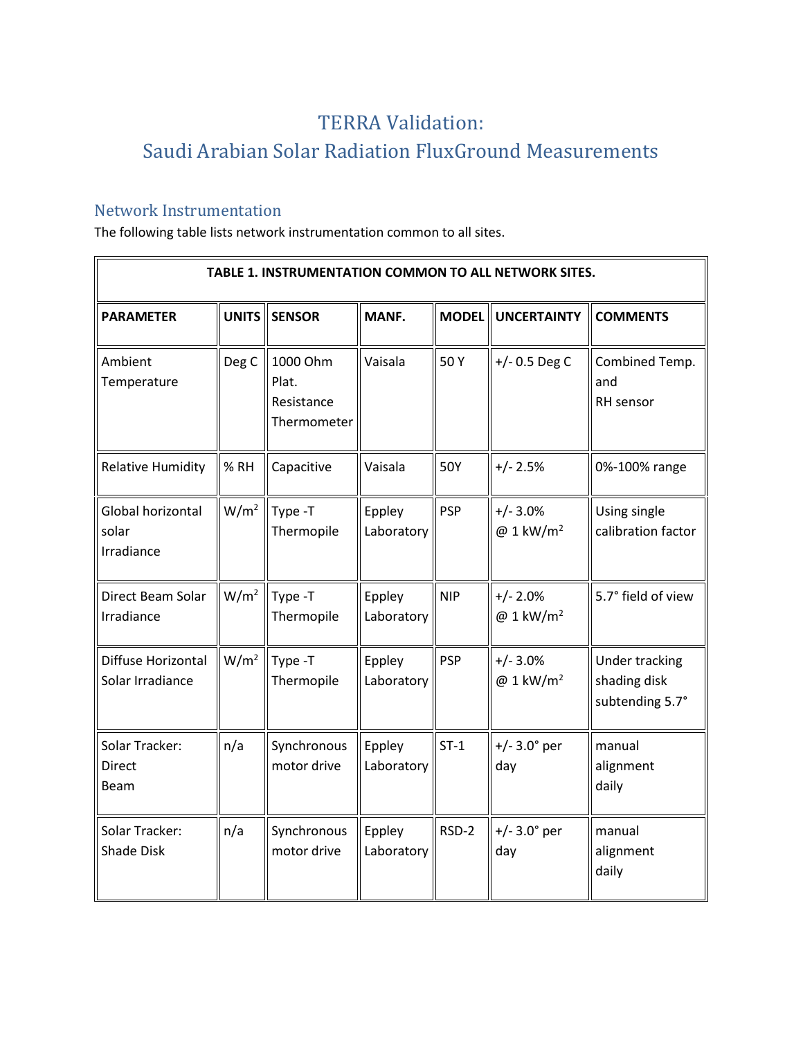# TERRA Validation:
# Saudi Arabian Solar Radiation FluxGround Measurements

## Network Instrumentation

The following table lists network instrumentation common to all sites.

| TABLE 1. INSTRUMENTATION COMMON TO ALL NETWORK SITES. | | | | | | |
|---|---|---|---|---|---|---|
| **PARAMETER** | **UNITS** | **SENSOR** | **MANF.** | **MODEL** | **UNCERTAINTY** | **COMMENTS** |
| Ambient Temperature | Deg C | 1000 Ohm Plat. Resistance Thermometer | Vaisala | 50 Y | +/- 0.5 Deg C | Combined Temp. and RH sensor |
| Relative Humidity | % RH | Capacitive | Vaisala | 50Y | +/- 2.5% | 0%-100% range |
| Global horizontal solar Irradiance | $W/m^2$ | Type -T Thermopile | Eppley Laboratory | PSP | +/- 3.0% @ 1 $kW/m^2$ | Using single calibration factor |
| Direct Beam Solar Irradiance | $W/m^2$ | Type -T Thermopile | Eppley Laboratory | NIP | +/- 2.0% @ 1 $kW/m^2$ | 5.7° field of view |
| Diffuse Horizontal Solar Irradiance | $W/m^2$ | Type -T Thermopile | Eppley Laboratory | PSP | +/- 3.0% @ 1 $kW/m^2$ | Under tracking shading disk subtending 5.7° |
| Solar Tracker: Direct Beam | n/a | Synchronous motor drive | Eppley Laboratory | ST-1 | +/- 3.0° per day | manual alignment daily |
| Solar Tracker: Shade Disk | n/a | Synchronous motor drive | Eppley Laboratory | RSD-2 | +/- 3.0° per day | manual alignment daily |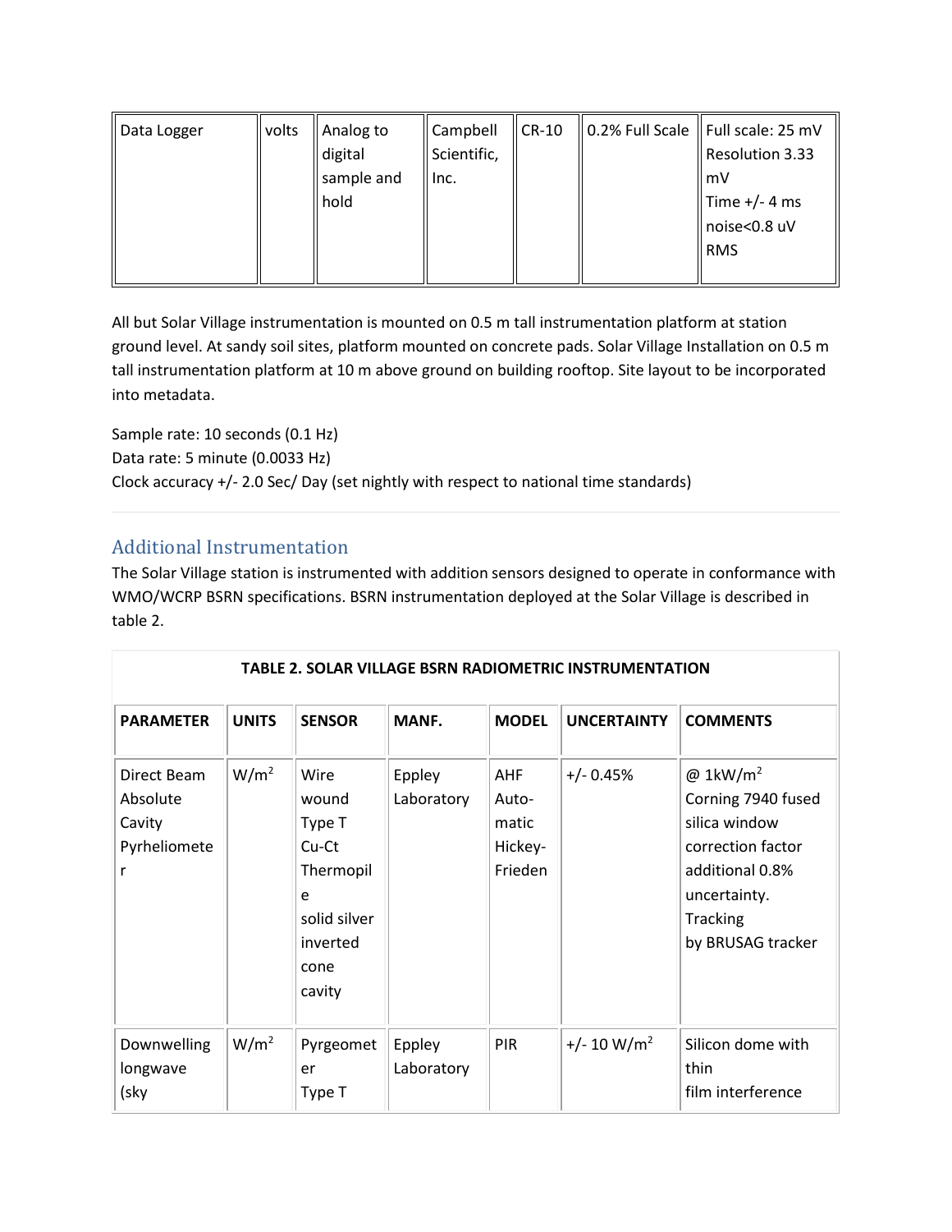| | | | | | | |
|---|---|---|---|---|---|---|
| Data Logger | volts | Analog to digital sample and hold | Campbell Scientific, Inc. | CR-10 | 0.2% Full Scale | Full scale: 25 mV Resolution 3.33 mV Time +/- 4 ms noise<0.8 uV RMS |

All but Solar Village instrumentation is mounted on 0.5 m tall instrumentation platform at station ground level. At sandy soil sites, platform mounted on concrete pads. Solar Village Installation on 0.5 m tall instrumentation platform at 10 m above ground on building rooftop. Site layout to be incorporated into metadata.

Sample rate: 10 seconds (0.1 Hz)
Data rate: 5 minute (0.0033 Hz)
Clock accuracy +/- 2.0 Sec/ Day (set nightly with respect to national time standards)

## Additional Instrumentation

The Solar Village station is instrumented with addition sensors designed to operate in conformance with WMO/WCRP BSRN specifications. BSRN instrumentation deployed at the Solar Village is described in table 2.

**TABLE 2. SOLAR VILLAGE BSRN RADIOMETRIC INSTRUMENTATION**

| PARAMETER | UNITS | SENSOR | MANF. | MODEL | UNCERTAINTY | COMMENTS |
|---|---|---|---|---|---|---|
| Direct Beam Absolute Cavity Pyrheliometer | $W/m^2$ | Wire wound Type T Cu-Ct Thermopile solid silver inverted cone cavity | Eppley Laboratory | AHF Auto-matic Hickey-Frieden | +/- 0.45% | @ $1kW/m^2$ Corning 7940 fused silica window correction factor additional 0.8% uncertainty. Tracking by BRUSAG tracker |
| Downwelling longwave (sky | $W/m^2$ | Pyrgeometer Type T | Eppley Laboratory | PIR | +/- 10 $W/m^2$ | Silicon dome with thin film interference |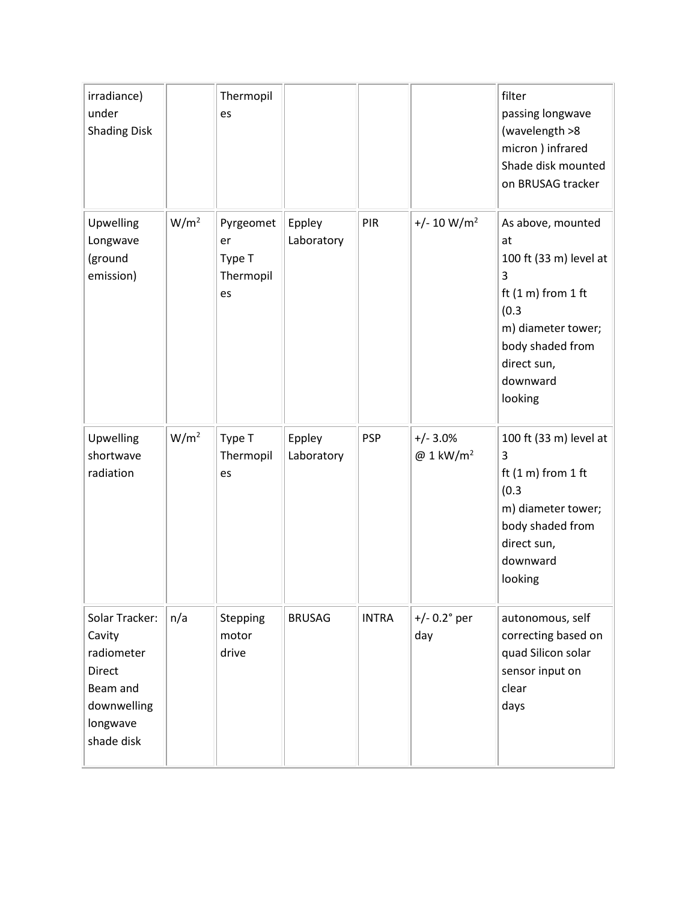| | | | | | | |
|---|---|---|---|---|---|---|
| irradiance) under Shading Disk | | Thermopiles | | | | filter passing longwave (wavelength >8 micron ) infrared Shade disk mounted on BRUSAG tracker |
| Upwelling Longwave (ground emission) | W/m$^2$ | Pyrgeometer Type T Thermopiles | Eppley Laboratory | PIR | +/- 10 W/m$^2$ | As above, mounted at 100 ft (33 m) level at 3 ft (1 m) from 1 ft (0.3 m) diameter tower; body shaded from direct sun, downward looking |
| Upwelling shortwave radiation | W/m$^2$ | Type T Thermopiles | Eppley Laboratory | PSP | +/- 3.0% @ 1 kW/m$^2$ | 100 ft (33 m) level at 3 ft (1 m) from 1 ft (0.3 m) diameter tower; body shaded from direct sun, downward looking |
| Solar Tracker: Cavity radiometer Direct Beam and downwelling longwave shade disk | n/a | Stepping motor drive | BRUSAG | INTRA | +/- 0.2° per day | autonomous, self correcting based on quad Silicon solar sensor input on clear days |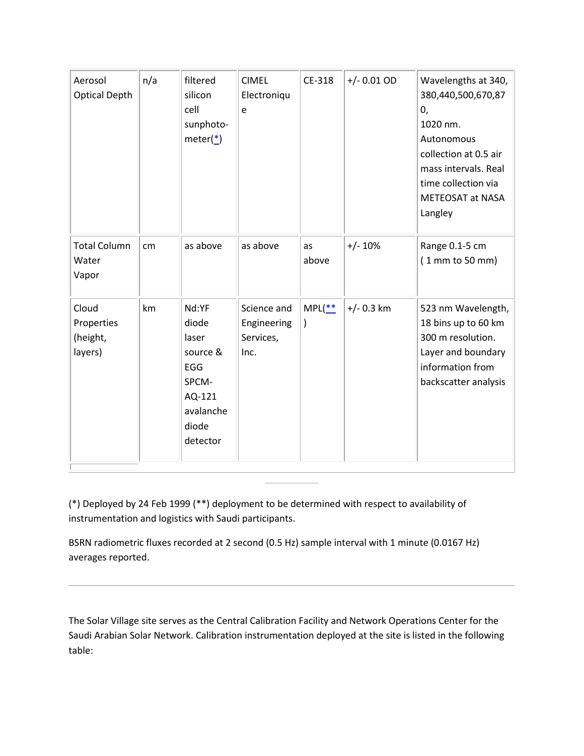| | | | | | | |
|---|---|---|---|---|---|---|
| Aerosol Optical Depth | n/a | filtered silicon cell sunphoto-meter(*) | CIMEL Electronique | CE-318 | +/- 0.01 OD | Wavelengths at 340, 380,440,500,670,870, 1020 nm. Autonomous collection at 0.5 air mass intervals. Real time collection via METEOSAT at NASA Langley |
| Total Column Water Vapor | cm | as above | as above | as above | +/- 10% | Range 0.1-5 cm ( 1 mm to 50 mm) |
| Cloud Properties (height, layers) | km | Nd:YF diode laser source & EGG SPCM-AQ-121 avalanche diode detector | Science and Engineering Services, Inc. | MPL(**) | +/- 0.3 km | 523 nm Wavelength, 18 bins up to 60 km 300 m resolution. Layer and boundary information from backscatter analysis |

(*) Deployed by 24 Feb 1999 (**) deployment to be determined with respect to availability of instrumentation and logistics with Saudi participants.

BSRN radiometric fluxes recorded at 2 second (0.5 Hz) sample interval with 1 minute (0.0167 Hz) averages reported.

---

The Solar Village site serves as the Central Calibration Facility and Network Operations Center for the Saudi Arabian Solar Network. Calibration instrumentation deployed at the site is listed in the following table: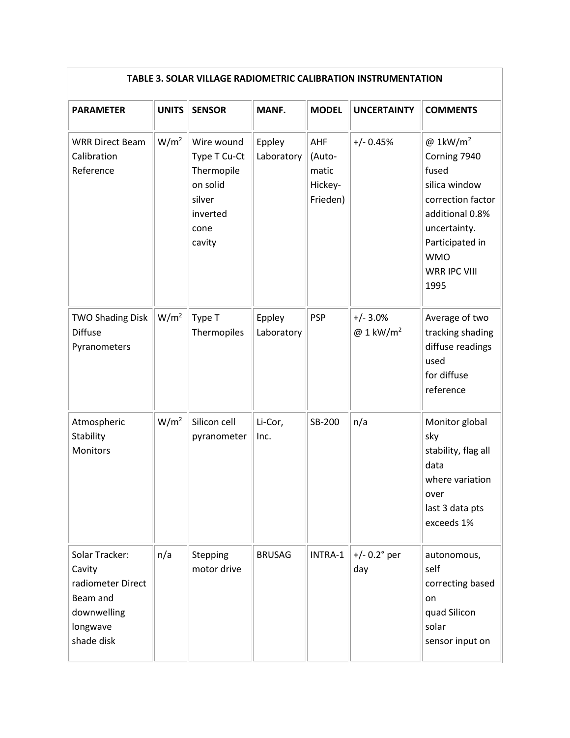| TABLE 3. SOLAR VILLAGE RADIOMETRIC CALIBRATION INSTRUMENTATION | | | | | | |
|---|---|---|---|---|---|---|
| **PARAMETER** | **UNITS** | **SENSOR** | **MANF.** | **MODEL** | **UNCERTAINTY** | **COMMENTS** |
| WRR Direct Beam Calibration Reference | $W/m^2$ | Wire wound Type T Cu-Ct Thermopile on solid silver inverted cone cavity | Eppley Laboratory | AHF (Auto-matic Hickey-Frieden) | +/- 0.45% | @ $1kW/m^2$ Corning 7940 fused silica window correction factor additional 0.8% uncertainty. Participated in WMO WRR IPC VIII 1995 |
| TWO Shading Disk Diffuse Pyranometers | $W/m^2$ | Type T Thermopiles | Eppley Laboratory | PSP | +/- 3.0% @ 1 $kW/m^2$ | Average of two tracking shading diffuse readings used for diffuse reference |
| Atmospheric Stability Monitors | $W/m^2$ | Silicon cell pyranometer | Li-Cor, Inc. | SB-200 | n/a | Monitor global sky stability, flag all data where variation over last 3 data pts exceeds 1% |
| Solar Tracker: Cavity radiometer Direct Beam and downwelling longwave shade disk | n/a | Stepping motor drive | BRUSAG | INTRA-1 | +/- 0.2° per day | autonomous, self correcting based on quad Silicon solar sensor input on |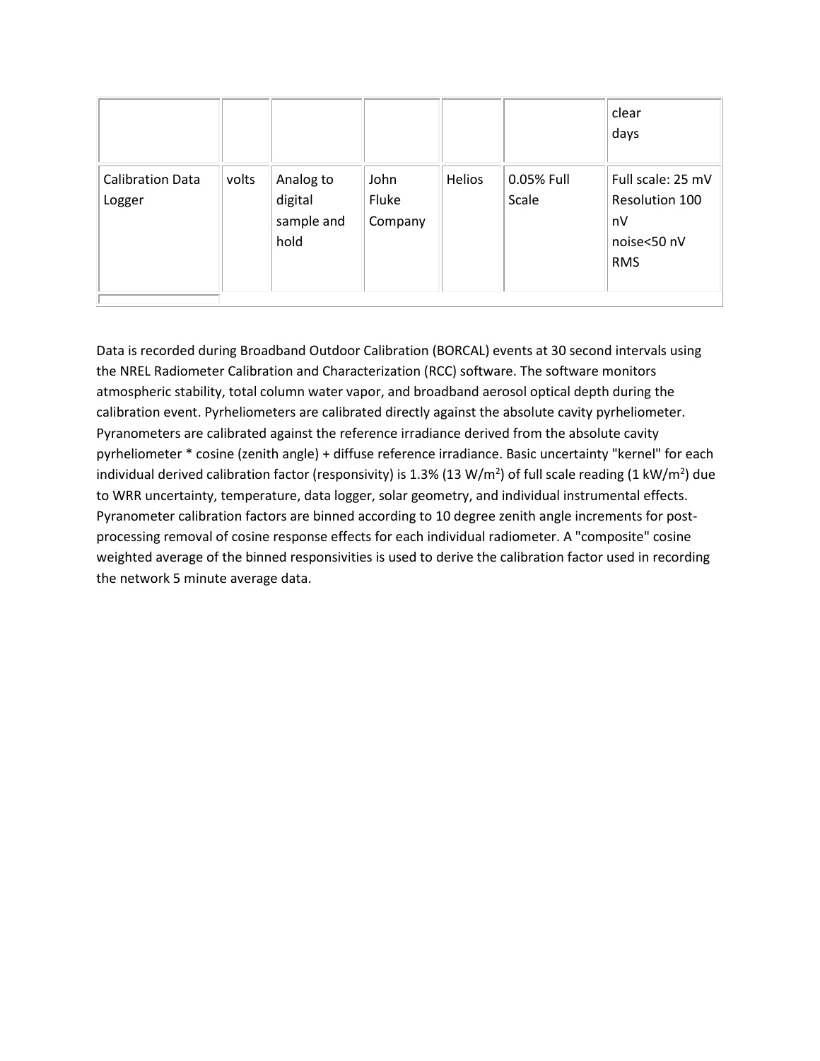| | | | | | | |
|---|---|---|---|---|---|---|
| | | | | | | clear days |
| Calibration Data Logger | volts | Analog to digital sample and hold | John Fluke Company | Helios | 0.05% Full Scale | Full scale: 25 mV Resolution 100 nV noise<50 nV RMS |

Data is recorded during Broadband Outdoor Calibration (BORCAL) events at 30 second intervals using the NREL Radiometer Calibration and Characterization (RCC) software. The software monitors atmospheric stability, total column water vapor, and broadband aerosol optical depth during the calibration event. Pyrheliometers are calibrated directly against the absolute cavity pyrheliometer. Pyranometers are calibrated against the reference irradiance derived from the absolute cavity pyrheliometer * cosine (zenith angle) + diffuse reference irradiance. Basic uncertainty "kernel" for each individual derived calibration factor (responsivity) is 1.3% (13 W/m$^2$) of full scale reading (1 kW/m$^2$) due to WRR uncertainty, temperature, data logger, solar geometry, and individual instrumental effects. Pyranometer calibration factors are binned according to 10 degree zenith angle increments for post-processing removal of cosine response effects for each individual radiometer. A "composite" cosine weighted average of the binned responsivities is used to derive the calibration factor used in recording the network 5 minute average data.